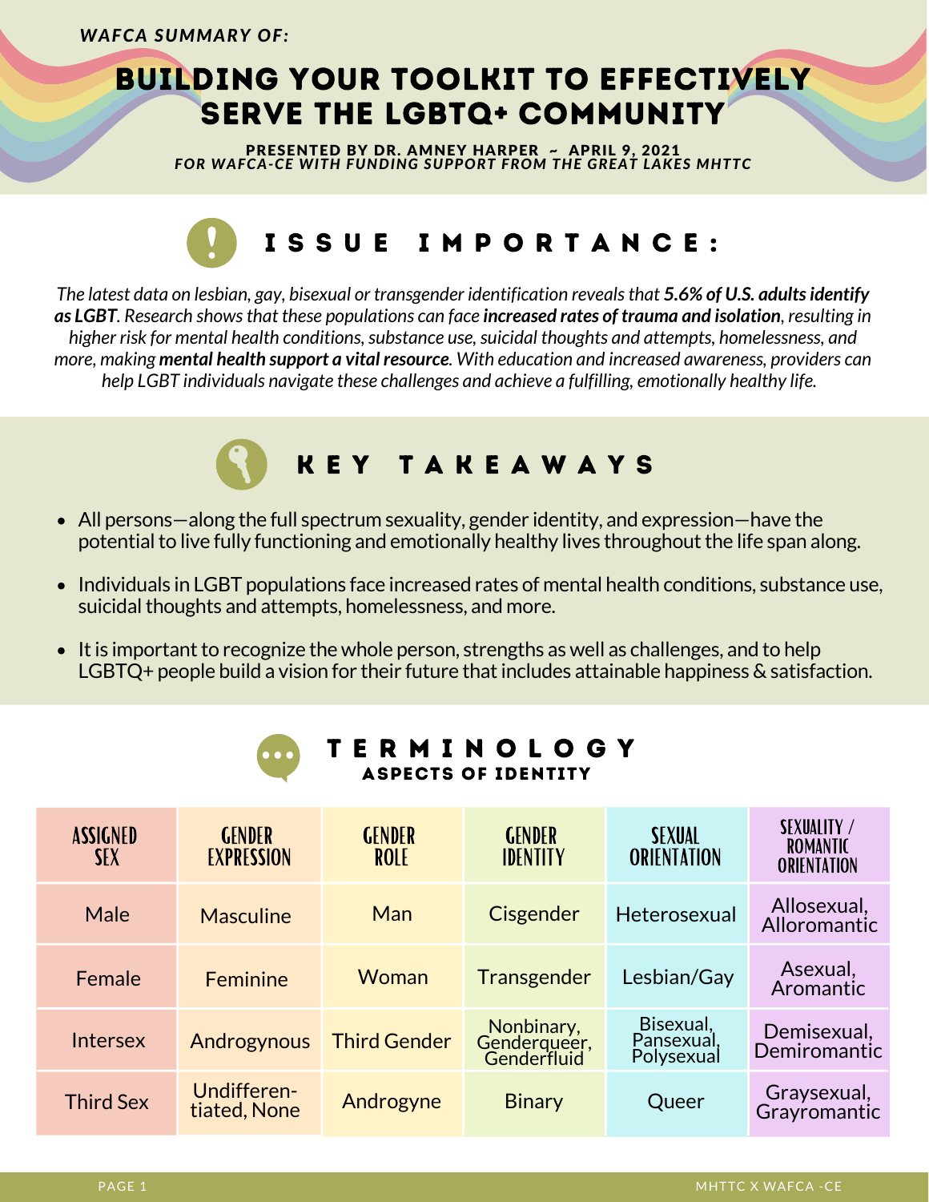*WAFCA SUMMARY OF:*

# BUILDING YOUR TOOLKIT TO EFFECTIVELY SERVE THE LGBTQ+ COMMUNITY

**PRESENTED BY DR. AMNEY HARPER ~ APRIL 9, 2021**
***FOR WAFCA-CE WITH FUNDING SUPPORT FROM THE GREAT LAKES MHTTC***

## ISSUE IMPORTANCE:

*The latest data on lesbian, gay, bisexual or transgender identification reveals that **5.6% of U.S. adults identify as LGBT**. Research shows that these populations can face **increased rates of trauma and isolation**, resulting in higher risk for mental health conditions, substance use, suicidal thoughts and attempts, homelessness, and more, making **mental health support a vital resource**. With education and increased awareness, providers can help LGBT individuals navigate these challenges and achieve a fulfilling, emotionally healthy life.*

## KEY TAKEAWAYS

- All persons—along the full spectrum sexuality, gender identity, and expression—have the potential to live fully functioning and emotionally healthy lives throughout the life span along.
- Individuals in LGBT populations face increased rates of mental health conditions, substance use, suicidal thoughts and attempts, homelessness, and more.
- It is important to recognize the whole person, strengths as well as challenges, and to help LGBTQ+ people build a vision for their future that includes attainable happiness & satisfaction.

## TERMINOLOGY

### ASPECTS OF IDENTITY

| ASSIGNED SEX | GENDER EXPRESSION | GENDER ROLE | GENDER IDENTITY | SEXUAL ORIENTATION | SEXUALITY / ROMANTIC ORIENTATION |
|---|---|---|---|---|---|
| Male | Masculine | Man | Cisgender | Heterosexual | Allosexual, Alloromantic |
| Female | Feminine | Woman | Transgender | Lesbian/Gay | Asexual, Aromantic |
| Intersex | Androgynous | Third Gender | Nonbinary, Genderqueer, Genderfluid | Bisexual, Pansexual, Polysexual | Demisexual, Demiromantic |
| Third Sex | Undifferen-tiated, None | Androgyne | Binary | Queer | Graysexual, Grayromantic |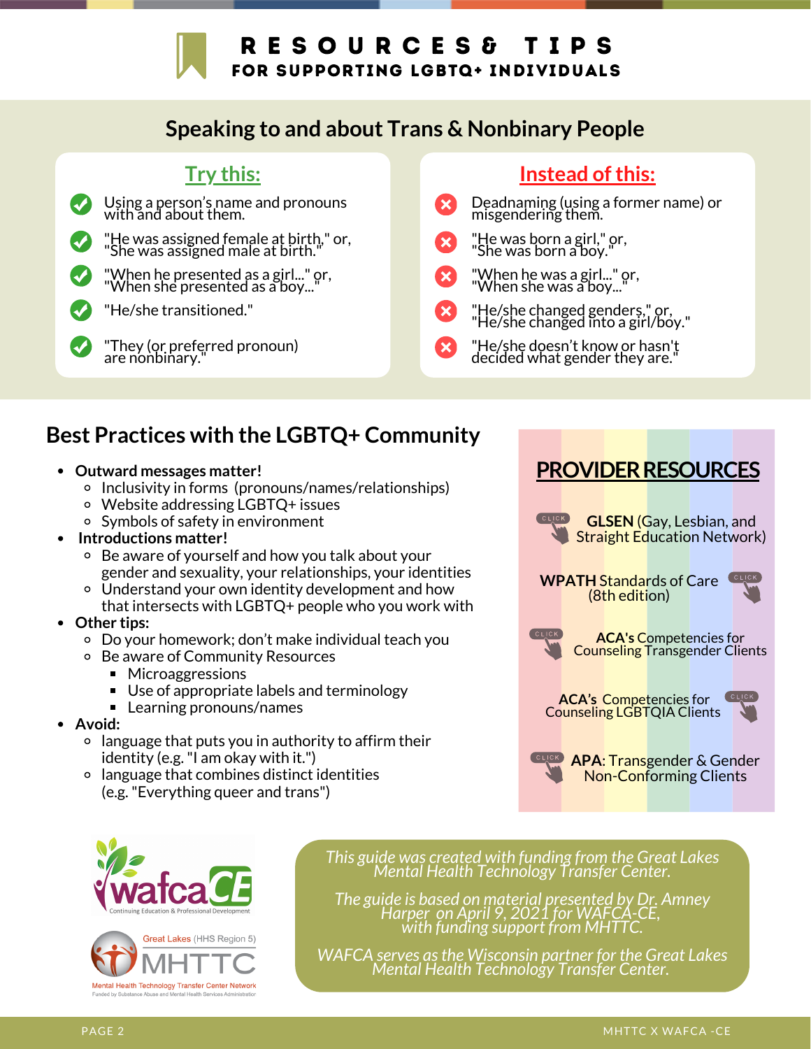# RESOURCES & TIPS
## FOR SUPPORTING LGBTQ+ INDIVIDUALS

## Speaking to and about Trans & Nonbinary People

| Try this: | Instead of this: |
| --- | --- |
| Using a person's name and pronouns with and about them. | Deadnaming (using a former name) or misgendering them. |
| "He was assigned female at birth," or, "She was assigned male at birth." | "He was born a girl," or, "She was born a boy." |
| "When he presented as a girl..." or, "When she presented as a boy..." | "When he was a girl..." or, "When she was a boy..." |
| "He/she transitioned." | "He/she changed genders," or, "He/she changed into a girl/boy." |
| "They (or preferred pronoun) are nonbinary." | "He/she doesn't know or hasn't decided what gender they are." |

## Best Practices with the LGBTQ+ Community

- **Outward messages matter!**
  - Inclusivity in forms (pronouns/names/relationships)
  - Website addressing LGBTQ+ issues
  - Symbols of safety in environment
- **Introductions matter!**
  - Be aware of yourself and how you talk about your gender and sexuality, your relationships, your identities
  - Understand your own identity development and how that intersects with LGBTQ+ people who you work with
- **Other tips:**
  - Do your homework; don't make individual teach you
  - Be aware of Community Resources
    - Microaggressions
    - Use of appropriate labels and terminology
    - Learning pronouns/names
- **Avoid:**
  - language that puts you in authority to affirm their identity (e.g. "I am okay with it.")
  - language that combines distinct identities (e.g. "Everything queer and trans")

## PROVIDER RESOURCES

- **GLSEN** (Gay, Lesbian, and Straight Education Network)
- **WPATH** Standards of Care (8th edition)
- **ACA's** Competencies for Counseling Transgender Clients
- **ACA's** Competencies for Counseling LGBTQIA Clients
- **APA**: Transgender & Gender Non-Conforming Clients

wafcaCE Continuing Education & Professional Development

Great Lakes (HHS Region 5) MHTTC Mental Health Technology Transfer Center Network Funded by Substance Abuse and Mental Health Services Administration

*This guide was created with funding from the Great Lakes Mental Health Technology Transfer Center.*

*The guide is based on material presented by Dr. Amney Harper on April 9, 2021 for WAFCA-CE, with funding support from MHTTC.*

*WAFCA serves as the Wisconsin partner for the Great Lakes Mental Health Technology Transfer Center.*